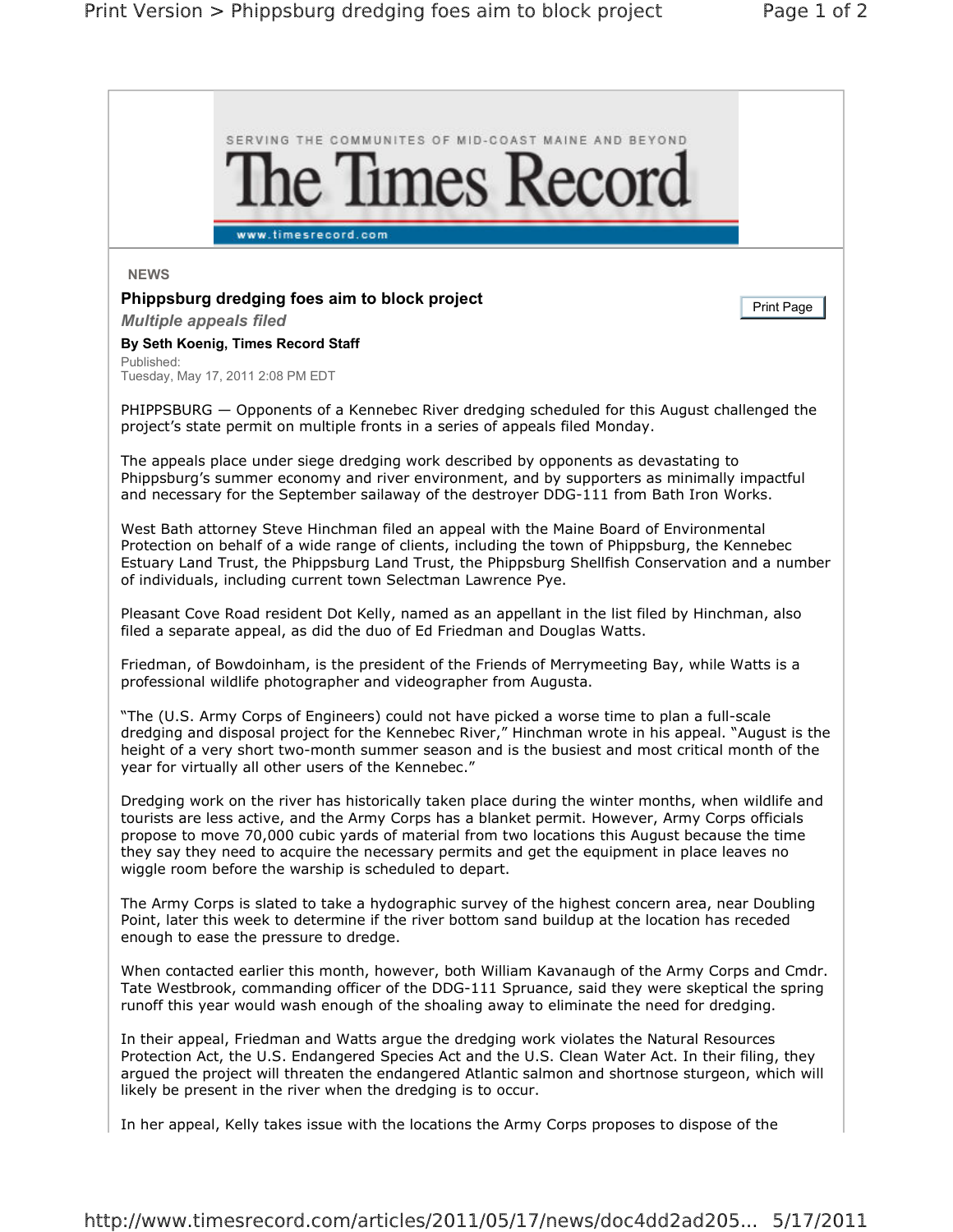NEWS

# Phippsburg dredging foes aim to block project

## *Multiple appeals filed*

**By Seth Koenig, Times Record Staff**

Published:
Tuesday, May 17, 2011 2:08 PM EDT

PHIPPSBURG — Opponents of a Kennebec River dredging scheduled for this August challenged the project's state permit on multiple fronts in a series of appeals filed Monday.

The appeals place under siege dredging work described by opponents as devastating to Phippsburg's summer economy and river environment, and by supporters as minimally impactful and necessary for the September sailaway of the destroyer DDG-111 from Bath Iron Works.

West Bath attorney Steve Hinchman filed an appeal with the Maine Board of Environmental Protection on behalf of a wide range of clients, including the town of Phippsburg, the Kennebec Estuary Land Trust, the Phippsburg Land Trust, the Phippsburg Shellfish Conservation and a number of individuals, including current town Selectman Lawrence Pye.

Pleasant Cove Road resident Dot Kelly, named as an appellant in the list filed by Hinchman, also filed a separate appeal, as did the duo of Ed Friedman and Douglas Watts.

Friedman, of Bowdoinham, is the president of the Friends of Merrymeeting Bay, while Watts is a professional wildlife photographer and videographer from Augusta.

"The (U.S. Army Corps of Engineers) could not have picked a worse time to plan a full-scale dredging and disposal project for the Kennebec River," Hinchman wrote in his appeal. "August is the height of a very short two-month summer season and is the busiest and most critical month of the year for virtually all other users of the Kennebec."

Dredging work on the river has historically taken place during the winter months, when wildlife and tourists are less active, and the Army Corps has a blanket permit. However, Army Corps officials propose to move 70,000 cubic yards of material from two locations this August because the time they say they need to acquire the necessary permits and get the equipment in place leaves no wiggle room before the warship is scheduled to depart.

The Army Corps is slated to take a hydographic survey of the highest concern area, near Doubling Point, later this week to determine if the river bottom sand buildup at the location has receded enough to ease the pressure to dredge.

When contacted earlier this month, however, both William Kavanaugh of the Army Corps and Cmdr. Tate Westbrook, commanding officer of the DDG-111 Spruance, said they were skeptical the spring runoff this year would wash enough of the shoaling away to eliminate the need for dredging.

In their appeal, Friedman and Watts argue the dredging work violates the Natural Resources Protection Act, the U.S. Endangered Species Act and the U.S. Clean Water Act. In their filing, they argued the project will threaten the endangered Atlantic salmon and shortnose sturgeon, which will likely be present in the river when the dredging is to occur.

In her appeal, Kelly takes issue with the locations the Army Corps proposes to dispose of the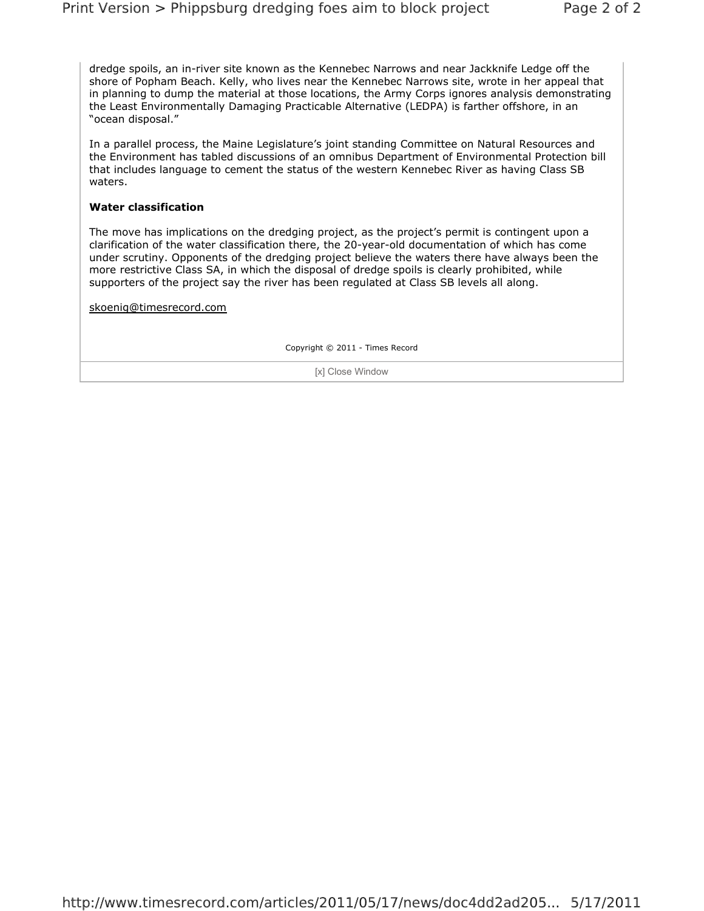dredge spoils, an in-river site known as the Kennebec Narrows and near Jackknife Ledge off the shore of Popham Beach. Kelly, who lives near the Kennebec Narrows site, wrote in her appeal that in planning to dump the material at those locations, the Army Corps ignores analysis demonstrating the Least Environmentally Damaging Practicable Alternative (LEDPA) is farther offshore, in an "ocean disposal."

In a parallel process, the Maine Legislature's joint standing Committee on Natural Resources and the Environment has tabled discussions of an omnibus Department of Environmental Protection bill that includes language to cement the status of the western Kennebec River as having Class SB waters.

**Water classification**

The move has implications on the dredging project, as the project's permit is contingent upon a clarification of the water classification there, the 20-year-old documentation of which has come under scrutiny. Opponents of the dredging project believe the waters there have always been the more restrictive Class SA, in which the disposal of dredge spoils is clearly prohibited, while supporters of the project say the river has been regulated at Class SB levels all along.

skoenig@timesrecord.com

Copyright © 2011 - Times Record